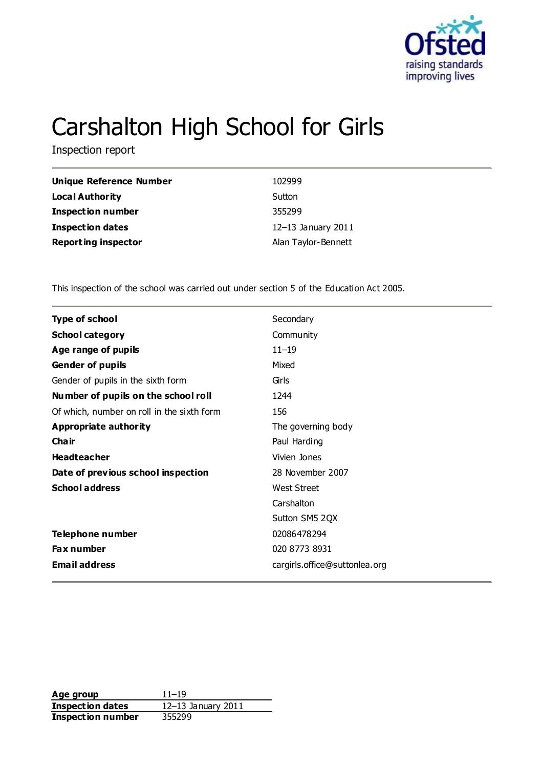# Carshalton High School for Girls

Inspection report

| | |
|---|---|
| **Unique Reference Number** | 102999 |
| **Local Authority** | Sutton |
| **Inspection number** | 355299 |
| **Inspection dates** | 12–13 January 2011 |
| **Reporting inspector** | Alan Taylor-Bennett |

This inspection of the school was carried out under section 5 of the Education Act 2005.

| | |
|---|---|
| **Type of school** | Secondary |
| **School category** | Community |
| **Age range of pupils** | 11–19 |
| **Gender of pupils** | Mixed |
| Gender of pupils in the sixth form | Girls |
| **Number of pupils on the school roll** | 1244 |
| Of which, number on roll in the sixth form | 156 |
| **Appropriate authority** | The governing body |
| **Chair** | Paul Harding |
| **Headteacher** | Vivien Jones |
| **Date of previous school inspection** | 28 November 2007 |
| **School address** | West Street<br>Carshalton<br>Sutton SM5 2QX |
| **Telephone number** | 02086478294 |
| **Fax number** | 020 8773 8931 |
| **Email address** | cargirls.office@suttonlea.org |

| | |
|---|---|
| **Age group** | 11–19 |
| **Inspection dates** | 12–13 January 2011 |
| **Inspection number** | 355299 |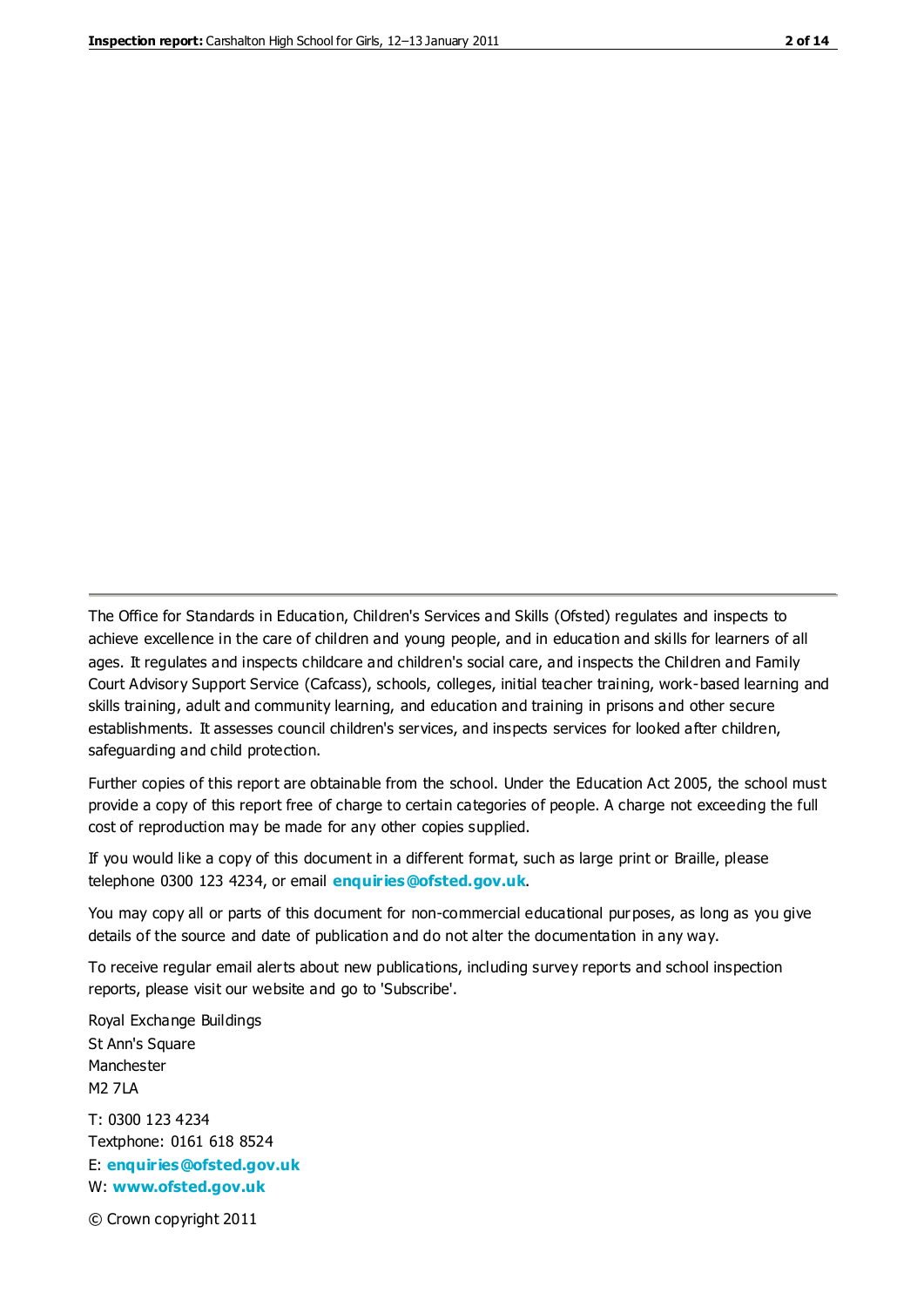The Office for Standards in Education, Children's Services and Skills (Ofsted) regulates and inspects to achieve excellence in the care of children and young people, and in education and skills for learners of all ages. It regulates and inspects childcare and children's social care, and inspects the Children and Family Court Advisory Support Service (Cafcass), schools, colleges, initial teacher training, work-based learning and skills training, adult and community learning, and education and training in prisons and other secure establishments. It assesses council children's services, and inspects services for looked after children, safeguarding and child protection.

Further copies of this report are obtainable from the school. Under the Education Act 2005, the school must provide a copy of this report free of charge to certain categories of people. A charge not exceeding the full cost of reproduction may be made for any other copies supplied.

If you would like a copy of this document in a different format, such as large print or Braille, please telephone 0300 123 4234, or email **enquiries@ofsted.gov.uk**.

You may copy all or parts of this document for non-commercial educational purposes, as long as you give details of the source and date of publication and do not alter the documentation in any way.

To receive regular email alerts about new publications, including survey reports and school inspection reports, please visit our website and go to 'Subscribe'.

Royal Exchange Buildings
St Ann's Square
Manchester
M2 7LA

T: 0300 123 4234
Textphone: 0161 618 8524
E: **enquiries@ofsted.gov.uk**
W: **www.ofsted.gov.uk**

© Crown copyright 2011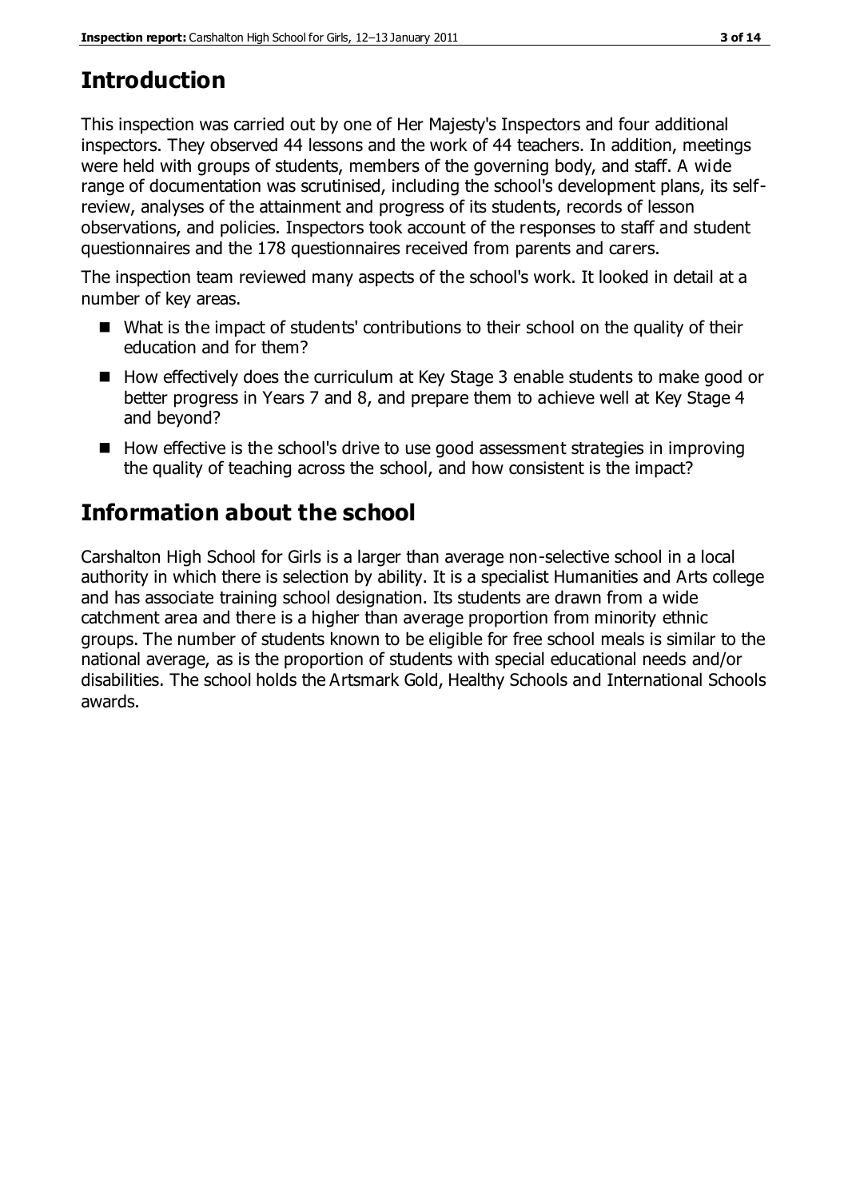# Introduction

This inspection was carried out by one of Her Majesty's Inspectors and four additional inspectors. They observed 44 lessons and the work of 44 teachers. In addition, meetings were held with groups of students, members of the governing body, and staff. A wide range of documentation was scrutinised, including the school's development plans, its self-review, analyses of the attainment and progress of its students, records of lesson observations, and policies. Inspectors took account of the responses to staff and student questionnaires and the 178 questionnaires received from parents and carers.

The inspection team reviewed many aspects of the school's work. It looked in detail at a number of key areas.

- What is the impact of students' contributions to their school on the quality of their education and for them?
- How effectively does the curriculum at Key Stage 3 enable students to make good or better progress in Years 7 and 8, and prepare them to achieve well at Key Stage 4 and beyond?
- How effective is the school's drive to use good assessment strategies in improving the quality of teaching across the school, and how consistent is the impact?

# Information about the school

Carshalton High School for Girls is a larger than average non-selective school in a local authority in which there is selection by ability. It is a specialist Humanities and Arts college and has associate training school designation. Its students are drawn from a wide catchment area and there is a higher than average proportion from minority ethnic groups. The number of students known to be eligible for free school meals is similar to the national average, as is the proportion of students with special educational needs and/or disabilities. The school holds the Artsmark Gold, Healthy Schools and International Schools awards.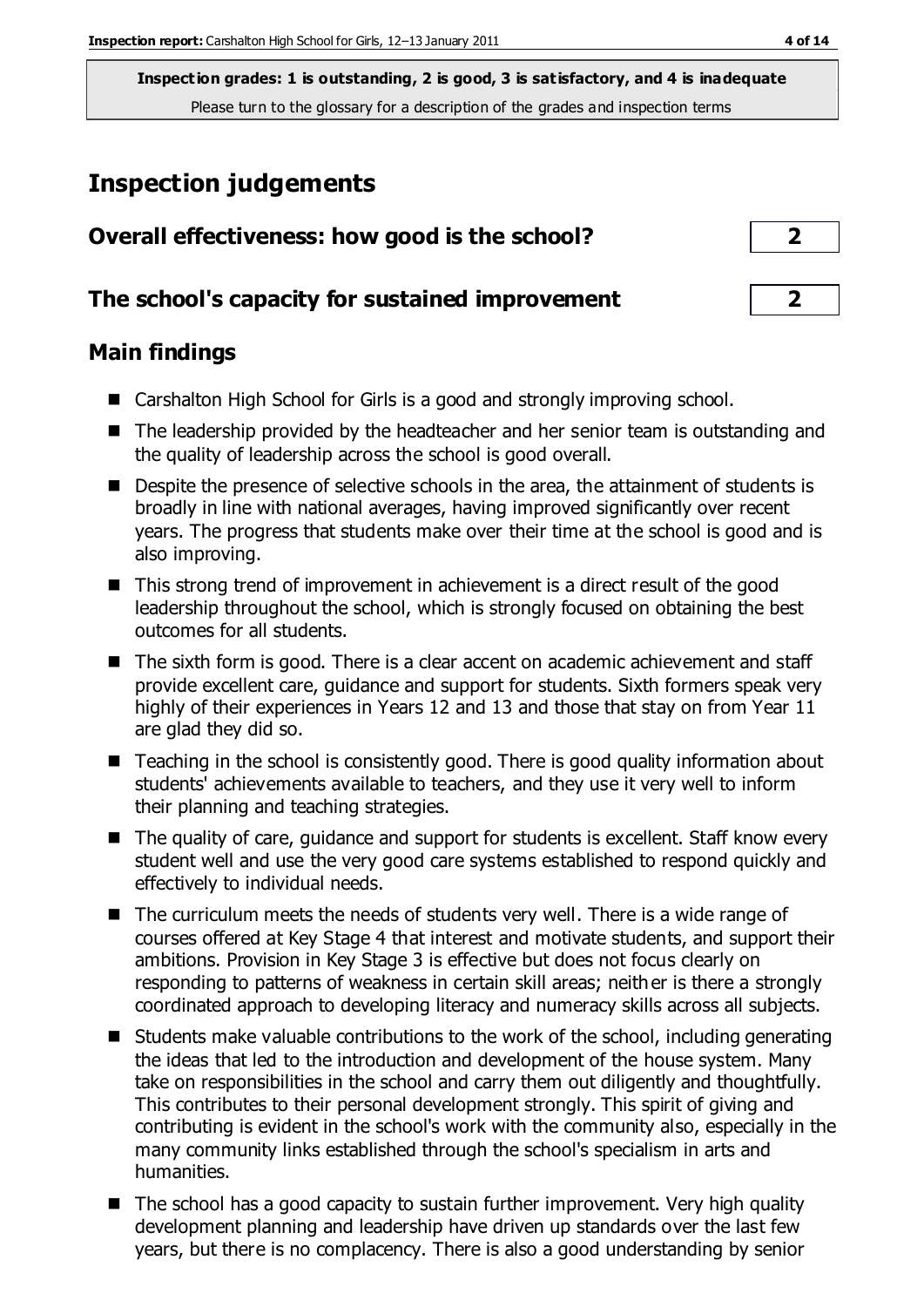**Inspection grades: 1 is outstanding, 2 is good, 3 is satisfactory, and 4 is inadequate**
Please turn to the glossary for a description of the grades and inspection terms

## Inspection judgements

| Overall effectiveness: how good is the school? | 2 |
|---|---|
| **The school's capacity for sustained improvement** | **2** |

### Main findings

- Carshalton High School for Girls is a good and strongly improving school.
- The leadership provided by the headteacher and her senior team is outstanding and the quality of leadership across the school is good overall.
- Despite the presence of selective schools in the area, the attainment of students is broadly in line with national averages, having improved significantly over recent years. The progress that students make over their time at the school is good and is also improving.
- This strong trend of improvement in achievement is a direct result of the good leadership throughout the school, which is strongly focused on obtaining the best outcomes for all students.
- The sixth form is good. There is a clear accent on academic achievement and staff provide excellent care, guidance and support for students. Sixth formers speak very highly of their experiences in Years 12 and 13 and those that stay on from Year 11 are glad they did so.
- Teaching in the school is consistently good. There is good quality information about students' achievements available to teachers, and they use it very well to inform their planning and teaching strategies.
- The quality of care, guidance and support for students is excellent. Staff know every student well and use the very good care systems established to respond quickly and effectively to individual needs.
- The curriculum meets the needs of students very well. There is a wide range of courses offered at Key Stage 4 that interest and motivate students, and support their ambitions. Provision in Key Stage 3 is effective but does not focus clearly on responding to patterns of weakness in certain skill areas; neither is there a strongly coordinated approach to developing literacy and numeracy skills across all subjects.
- Students make valuable contributions to the work of the school, including generating the ideas that led to the introduction and development of the house system. Many take on responsibilities in the school and carry them out diligently and thoughtfully. This contributes to their personal development strongly. This spirit of giving and contributing is evident in the school's work with the community also, especially in the many community links established through the school's specialism in arts and humanities.
- The school has a good capacity to sustain further improvement. Very high quality development planning and leadership have driven up standards over the last few years, but there is no complacency. There is also a good understanding by senior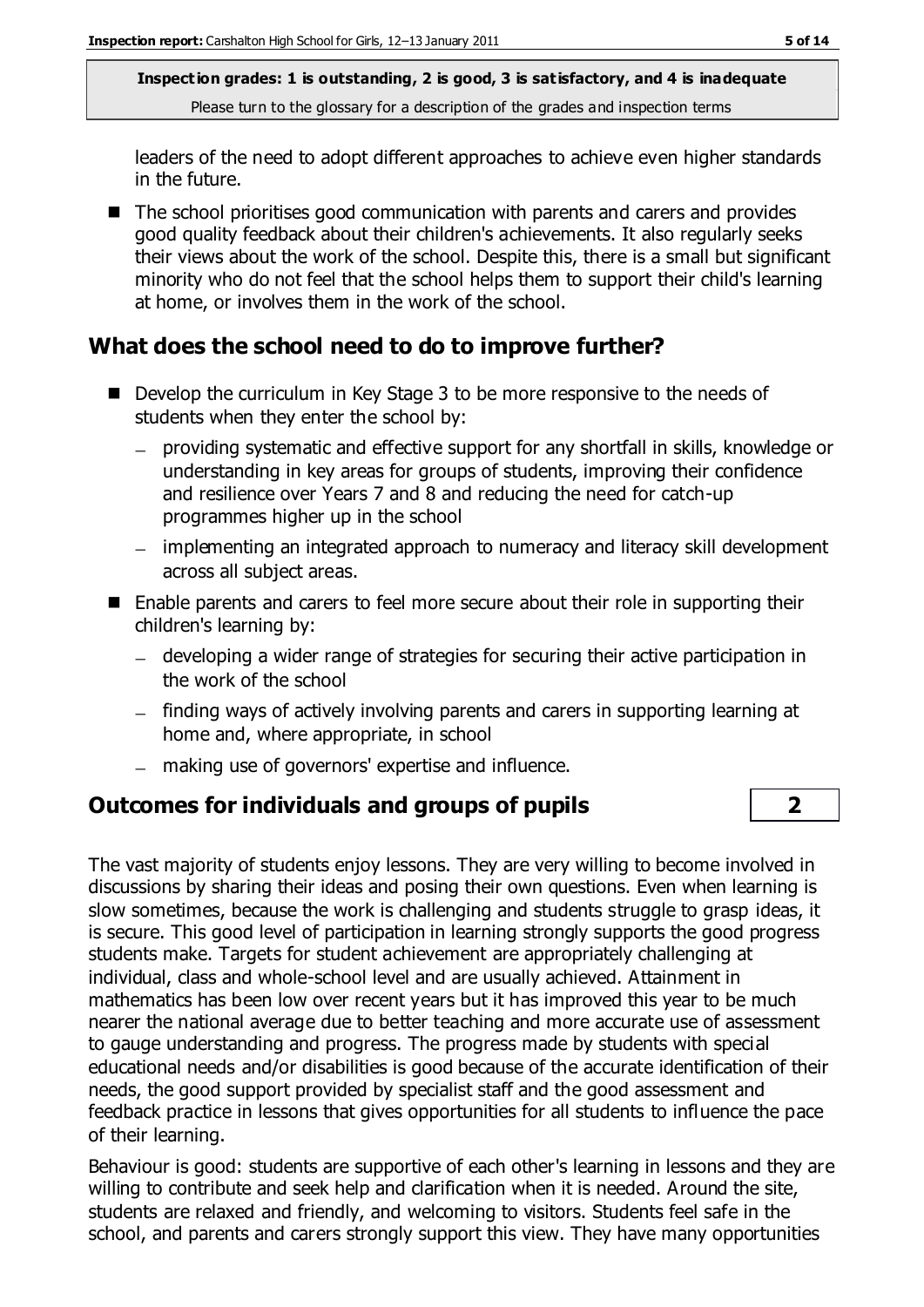leaders of the need to adopt different approaches to achieve even higher standards in the future.

- The school prioritises good communication with parents and carers and provides good quality feedback about their children's achievements. It also regularly seeks their views about the work of the school. Despite this, there is a small but significant minority who do not feel that the school helps them to support their child's learning at home, or involves them in the work of the school.

## What does the school need to do to improve further?

- Develop the curriculum in Key Stage 3 to be more responsive to the needs of students when they enter the school by:
  - providing systematic and effective support for any shortfall in skills, knowledge or understanding in key areas for groups of students, improving their confidence and resilience over Years 7 and 8 and reducing the need for catch-up programmes higher up in the school
  - implementing an integrated approach to numeracy and literacy skill development across all subject areas.
- Enable parents and carers to feel more secure about their role in supporting their children's learning by:
  - developing a wider range of strategies for securing their active participation in the work of the school
  - finding ways of actively involving parents and carers in supporting learning at home and, where appropriate, in school
  - making use of governors' expertise and influence.

## Outcomes for individuals and groups of pupils — 2

The vast majority of students enjoy lessons. They are very willing to become involved in discussions by sharing their ideas and posing their own questions. Even when learning is slow sometimes, because the work is challenging and students struggle to grasp ideas, it is secure. This good level of participation in learning strongly supports the good progress students make. Targets for student achievement are appropriately challenging at individual, class and whole-school level and are usually achieved. Attainment in mathematics has been low over recent years but it has improved this year to be much nearer the national average due to better teaching and more accurate use of assessment to gauge understanding and progress. The progress made by students with special educational needs and/or disabilities is good because of the accurate identification of their needs, the good support provided by specialist staff and the good assessment and feedback practice in lessons that gives opportunities for all students to influence the pace of their learning.

Behaviour is good: students are supportive of each other's learning in lessons and they are willing to contribute and seek help and clarification when it is needed. Around the site, students are relaxed and friendly, and welcoming to visitors. Students feel safe in the school, and parents and carers strongly support this view. They have many opportunities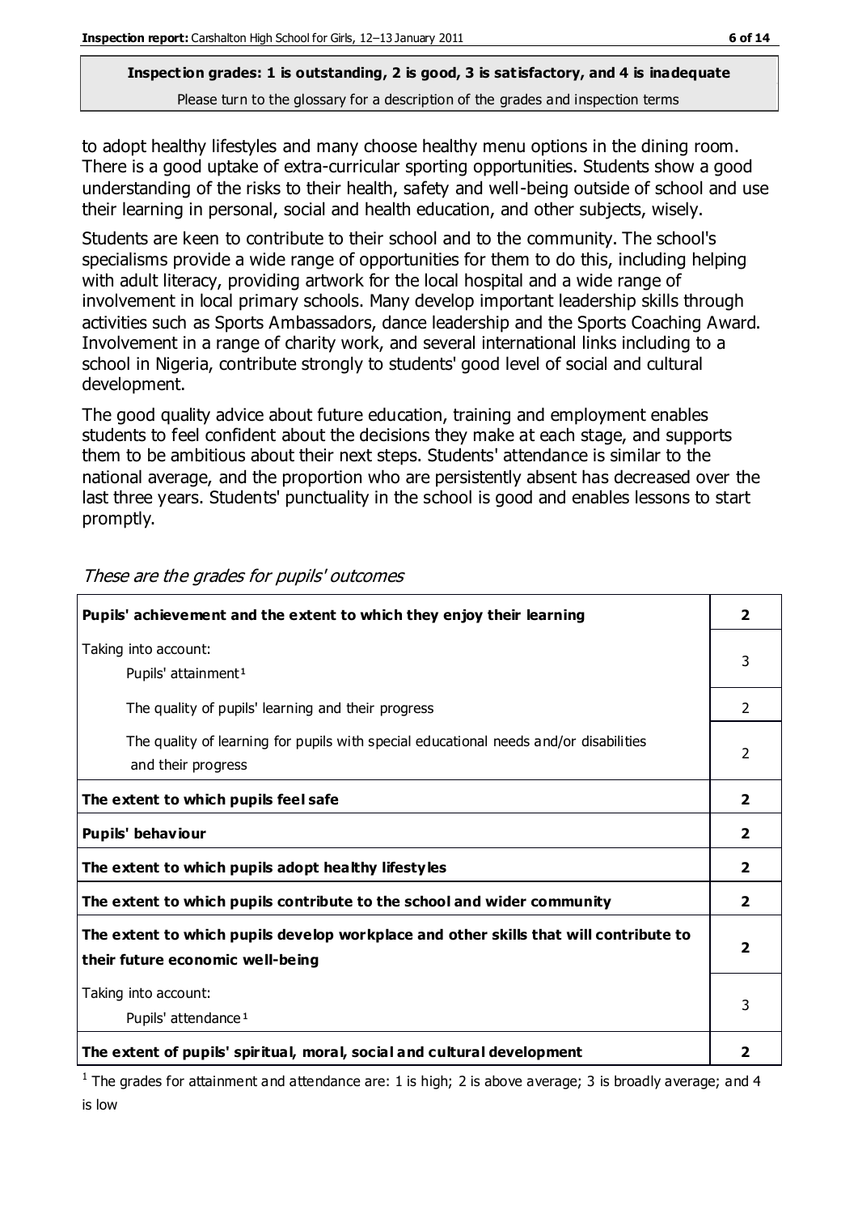**Inspection grades: 1 is outstanding, 2 is good, 3 is satisfactory, and 4 is inadequate**
Please turn to the glossary for a description of the grades and inspection terms

to adopt healthy lifestyles and many choose healthy menu options in the dining room. There is a good uptake of extra-curricular sporting opportunities. Students show a good understanding of the risks to their health, safety and well-being outside of school and use their learning in personal, social and health education, and other subjects, wisely.

Students are keen to contribute to their school and to the community. The school's specialisms provide a wide range of opportunities for them to do this, including helping with adult literacy, providing artwork for the local hospital and a wide range of involvement in local primary schools. Many develop important leadership skills through activities such as Sports Ambassadors, dance leadership and the Sports Coaching Award. Involvement in a range of charity work, and several international links including to a school in Nigeria, contribute strongly to students' good level of social and cultural development.

The good quality advice about future education, training and employment enables students to feel confident about the decisions they make at each stage, and supports them to be ambitious about their next steps. Students' attendance is similar to the national average, and the proportion who are persistently absent has decreased over the last three years. Students' punctuality in the school is good and enables lessons to start promptly.

*These are the grades for pupils' outcomes*

| | |
|---|---|
| **Pupils' achievement and the extent to which they enjoy their learning** | **2** |
| Taking into account: Pupils' attainment[1] | 3 |
| The quality of pupils' learning and their progress | 2 |
| The quality of learning for pupils with special educational needs and/or disabilities and their progress | 2 |
| **The extent to which pupils feel safe** | **2** |
| **Pupils' behaviour** | **2** |
| **The extent to which pupils adopt healthy lifestyles** | **2** |
| **The extent to which pupils contribute to the school and wider community** | **2** |
| **The extent to which pupils develop workplace and other skills that will contribute to their future economic well-being** | **2** |
| Taking into account: Pupils' attendance[1] | 3 |
| **The extent of pupils' spiritual, moral, social and cultural development** | **2** |

[1] The grades for attainment and attendance are: 1 is high; 2 is above average; 3 is broadly average; and 4 is low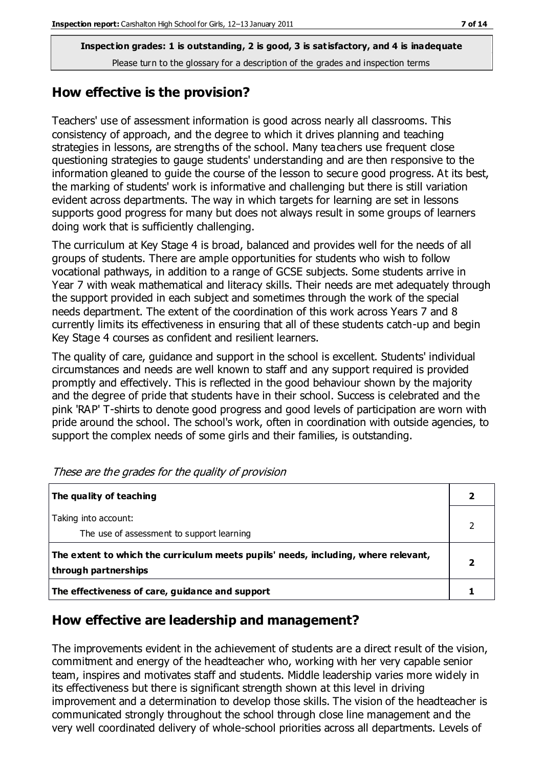**Inspection grades: 1 is outstanding, 2 is good, 3 is satisfactory, and 4 is inadequate**
Please turn to the glossary for a description of the grades and inspection terms

## How effective is the provision?

Teachers' use of assessment information is good across nearly all classrooms. This consistency of approach, and the degree to which it drives planning and teaching strategies in lessons, are strengths of the school. Many teachers use frequent close questioning strategies to gauge students' understanding and are then responsive to the information gleaned to guide the course of the lesson to secure good progress. At its best, the marking of students' work is informative and challenging but there is still variation evident across departments. The way in which targets for learning are set in lessons supports good progress for many but does not always result in some groups of learners doing work that is sufficiently challenging.

The curriculum at Key Stage 4 is broad, balanced and provides well for the needs of all groups of students. There are ample opportunities for students who wish to follow vocational pathways, in addition to a range of GCSE subjects. Some students arrive in Year 7 with weak mathematical and literacy skills. Their needs are met adequately through the support provided in each subject and sometimes through the work of the special needs department. The extent of the coordination of this work across Years 7 and 8 currently limits its effectiveness in ensuring that all of these students catch-up and begin Key Stage 4 courses as confident and resilient learners.

The quality of care, guidance and support in the school is excellent. Students' individual circumstances and needs are well known to staff and any support required is provided promptly and effectively. This is reflected in the good behaviour shown by the majority and the degree of pride that students have in their school. Success is celebrated and the pink 'RAP' T-shirts to denote good progress and good levels of participation are worn with pride around the school. The school's work, often in coordination with outside agencies, to support the complex needs of some girls and their families, is outstanding.

*These are the grades for the quality of provision*

| | |
|---|---|
| **The quality of teaching** | **2** |
| Taking into account:<br>The use of assessment to support learning | 2 |
| **The extent to which the curriculum meets pupils' needs, including, where relevant, through partnerships** | **2** |
| **The effectiveness of care, guidance and support** | **1** |

## How effective are leadership and management?

The improvements evident in the achievement of students are a direct result of the vision, commitment and energy of the headteacher who, working with her very capable senior team, inspires and motivates staff and students. Middle leadership varies more widely in its effectiveness but there is significant strength shown at this level in driving improvement and a determination to develop those skills. The vision of the headteacher is communicated strongly throughout the school through close line management and the very well coordinated delivery of whole-school priorities across all departments. Levels of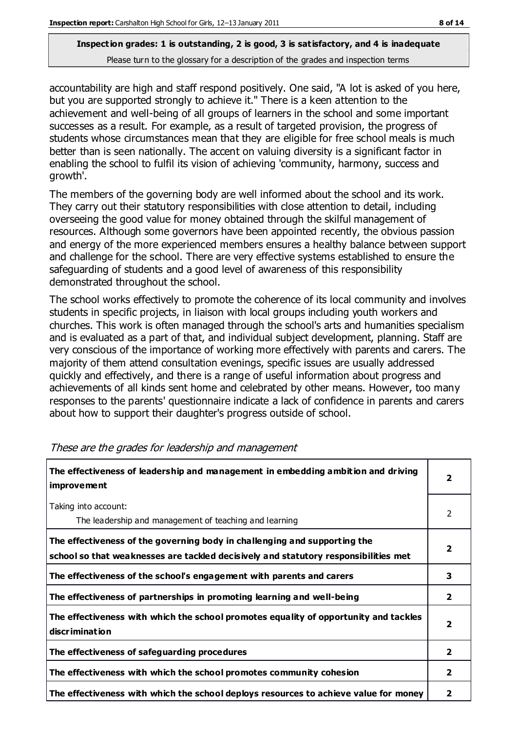**Inspection grades: 1 is outstanding, 2 is good, 3 is satisfactory, and 4 is inadequate**
Please turn to the glossary for a description of the grades and inspection terms

accountability are high and staff respond positively. One said, "A lot is asked of you here, but you are supported strongly to achieve it." There is a keen attention to the achievement and well-being of all groups of learners in the school and some important successes as a result. For example, as a result of targeted provision, the progress of students whose circumstances mean that they are eligible for free school meals is much better than is seen nationally. The accent on valuing diversity is a significant factor in enabling the school to fulfil its vision of achieving 'community, harmony, success and growth'.

The members of the governing body are well informed about the school and its work. They carry out their statutory responsibilities with close attention to detail, including overseeing the good value for money obtained through the skilful management of resources. Although some governors have been appointed recently, the obvious passion and energy of the more experienced members ensures a healthy balance between support and challenge for the school. There are very effective systems established to ensure the safeguarding of students and a good level of awareness of this responsibility demonstrated throughout the school.

The school works effectively to promote the coherence of its local community and involves students in specific projects, in liaison with local groups including youth workers and churches. This work is often managed through the school's arts and humanities specialism and is evaluated as a part of that, and individual subject development, planning. Staff are very conscious of the importance of working more effectively with parents and carers. The majority of them attend consultation evenings, specific issues are usually addressed quickly and effectively, and there is a range of useful information about progress and achievements of all kinds sent home and celebrated by other means. However, too many responses to the parents' questionnaire indicate a lack of confidence in parents and carers about how to support their daughter's progress outside of school.

*These are the grades for leadership and management*

| | |
|---|---|
| **The effectiveness of leadership and management in embedding ambition and driving improvement** | **2** |
| Taking into account:<br>The leadership and management of teaching and learning | 2 |
| **The effectiveness of the governing body in challenging and supporting the school so that weaknesses are tackled decisively and statutory responsibilities met** | **2** |
| **The effectiveness of the school's engagement with parents and carers** | **3** |
| **The effectiveness of partnerships in promoting learning and well-being** | **2** |
| **The effectiveness with which the school promotes equality of opportunity and tackles discrimination** | **2** |
| **The effectiveness of safeguarding procedures** | **2** |
| **The effectiveness with which the school promotes community cohesion** | **2** |
| **The effectiveness with which the school deploys resources to achieve value for money** | **2** |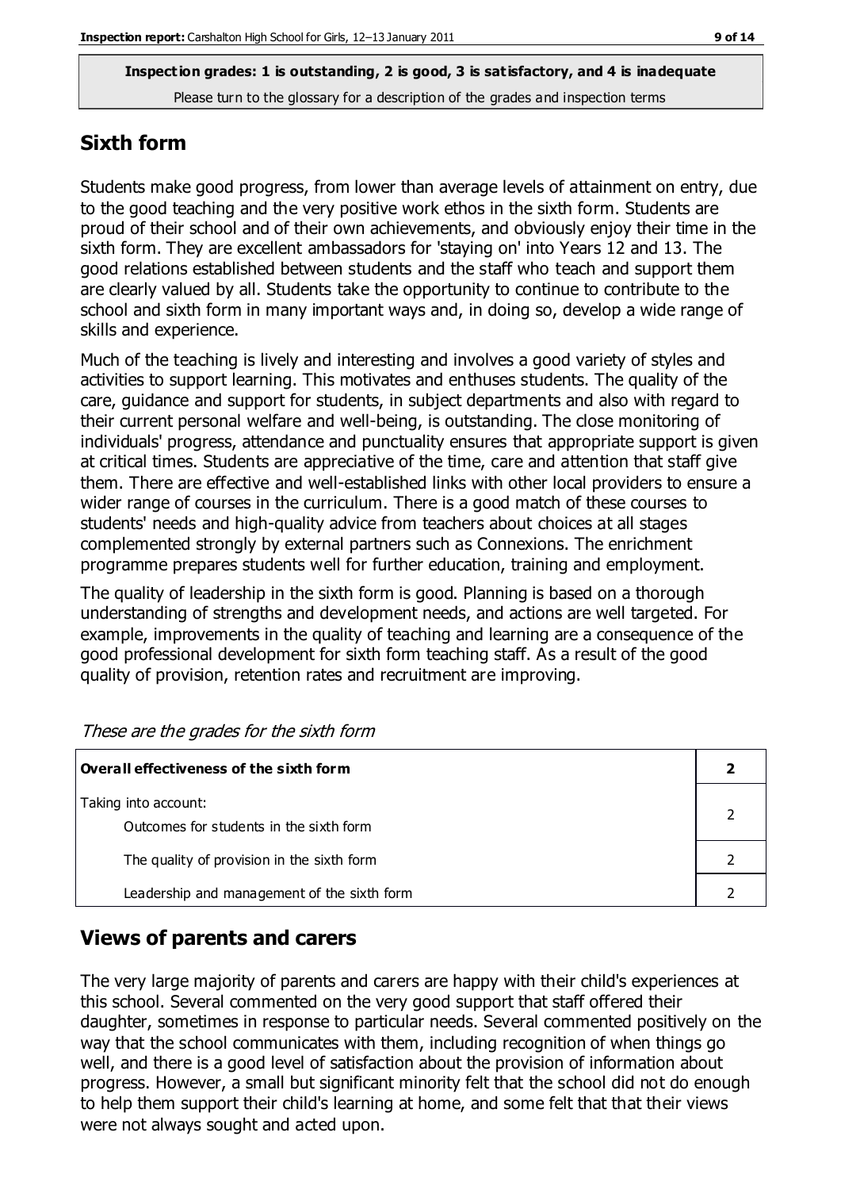**Inspection grades: 1 is outstanding, 2 is good, 3 is satisfactory, and 4 is inadequate**
Please turn to the glossary for a description of the grades and inspection terms

## Sixth form

Students make good progress, from lower than average levels of attainment on entry, due to the good teaching and the very positive work ethos in the sixth form. Students are proud of their school and of their own achievements, and obviously enjoy their time in the sixth form. They are excellent ambassadors for 'staying on' into Years 12 and 13. The good relations established between students and the staff who teach and support them are clearly valued by all. Students take the opportunity to continue to contribute to the school and sixth form in many important ways and, in doing so, develop a wide range of skills and experience.

Much of the teaching is lively and interesting and involves a good variety of styles and activities to support learning. This motivates and enthuses students. The quality of the care, guidance and support for students, in subject departments and also with regard to their current personal welfare and well-being, is outstanding. The close monitoring of individuals' progress, attendance and punctuality ensures that appropriate support is given at critical times. Students are appreciative of the time, care and attention that staff give them. There are effective and well-established links with other local providers to ensure a wider range of courses in the curriculum. There is a good match of these courses to students' needs and high-quality advice from teachers about choices at all stages complemented strongly by external partners such as Connexions. The enrichment programme prepares students well for further education, training and employment.

The quality of leadership in the sixth form is good. Planning is based on a thorough understanding of strengths and development needs, and actions are well targeted. For example, improvements in the quality of teaching and learning are a consequence of the good professional development for sixth form teaching staff. As a result of the good quality of provision, retention rates and recruitment are improving.

*These are the grades for the sixth form*

| Overall effectiveness of the sixth form | 2 |
|---|---|
| Taking into account: Outcomes for students in the sixth form | 2 |
| The quality of provision in the sixth form | 2 |
| Leadership and management of the sixth form | 2 |

## Views of parents and carers

The very large majority of parents and carers are happy with their child's experiences at this school. Several commented on the very good support that staff offered their daughter, sometimes in response to particular needs. Several commented positively on the way that the school communicates with them, including recognition of when things go well, and there is a good level of satisfaction about the provision of information about progress. However, a small but significant minority felt that the school did not do enough to help them support their child's learning at home, and some felt that that their views were not always sought and acted upon.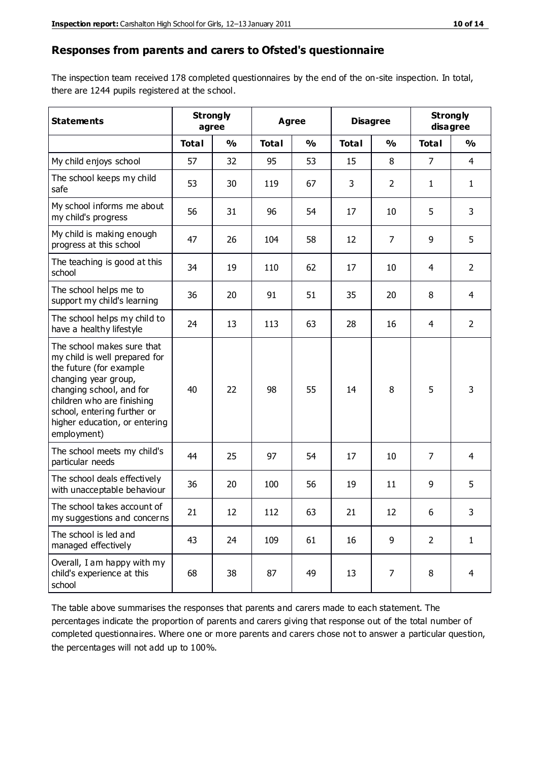## Responses from parents and carers to Ofsted's questionnaire

The inspection team received 178 completed questionnaires by the end of the on-site inspection. In total, there are 1244 pupils registered at the school.

| Statements | Strongly agree | | Agree | | Disagree | | Strongly disagree | |
|---|---|---|---|---|---|---|---|---|
| | Total | % | Total | % | Total | % | Total | % |
| My child enjoys school | 57 | 32 | 95 | 53 | 15 | 8 | 7 | 4 |
| The school keeps my child safe | 53 | 30 | 119 | 67 | 3 | 2 | 1 | 1 |
| My school informs me about my child's progress | 56 | 31 | 96 | 54 | 17 | 10 | 5 | 3 |
| My child is making enough progress at this school | 47 | 26 | 104 | 58 | 12 | 7 | 9 | 5 |
| The teaching is good at this school | 34 | 19 | 110 | 62 | 17 | 10 | 4 | 2 |
| The school helps me to support my child's learning | 36 | 20 | 91 | 51 | 35 | 20 | 8 | 4 |
| The school helps my child to have a healthy lifestyle | 24 | 13 | 113 | 63 | 28 | 16 | 4 | 2 |
| The school makes sure that my child is well prepared for the future (for example changing year group, changing school, and for children who are finishing school, entering further or higher education, or entering employment) | 40 | 22 | 98 | 55 | 14 | 8 | 5 | 3 |
| The school meets my child's particular needs | 44 | 25 | 97 | 54 | 17 | 10 | 7 | 4 |
| The school deals effectively with unacceptable behaviour | 36 | 20 | 100 | 56 | 19 | 11 | 9 | 5 |
| The school takes account of my suggestions and concerns | 21 | 12 | 112 | 63 | 21 | 12 | 6 | 3 |
| The school is led and managed effectively | 43 | 24 | 109 | 61 | 16 | 9 | 2 | 1 |
| Overall, I am happy with my child's experience at this school | 68 | 38 | 87 | 49 | 13 | 7 | 8 | 4 |

The table above summarises the responses that parents and carers made to each statement. The percentages indicate the proportion of parents and carers giving that response out of the total number of completed questionnaires. Where one or more parents and carers chose not to answer a particular question, the percentages will not add up to 100%.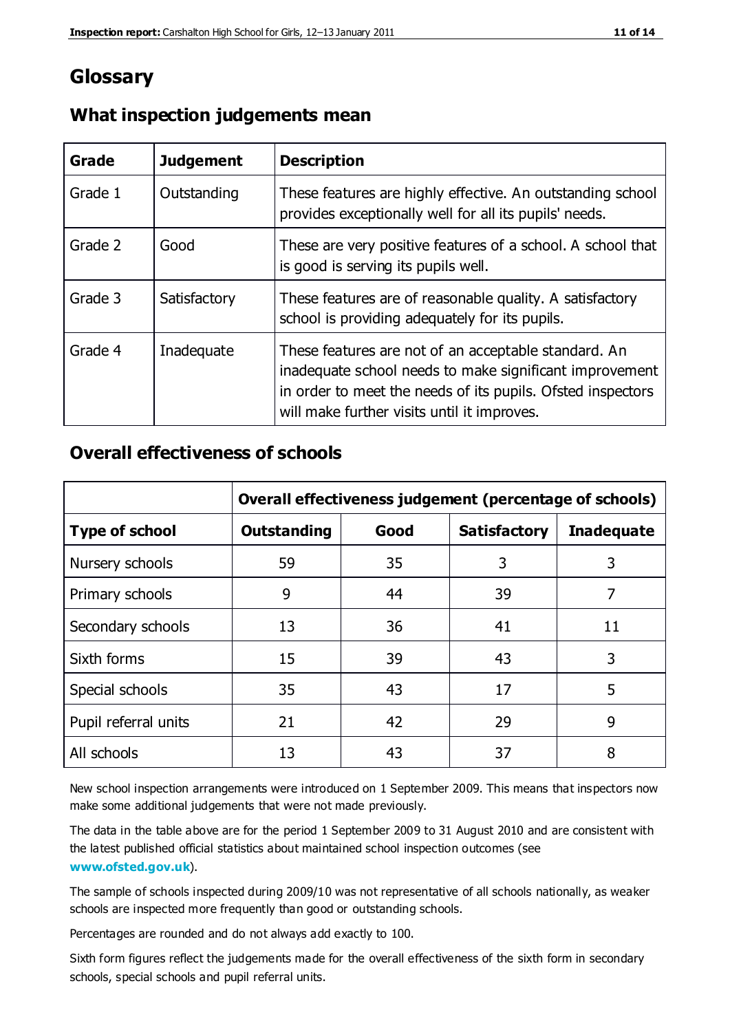# Glossary

## What inspection judgements mean

| Grade | Judgement | Description |
| --- | --- | --- |
| Grade 1 | Outstanding | These features are highly effective. An outstanding school provides exceptionally well for all its pupils' needs. |
| Grade 2 | Good | These are very positive features of a school. A school that is good is serving its pupils well. |
| Grade 3 | Satisfactory | These features are of reasonable quality. A satisfactory school is providing adequately for its pupils. |
| Grade 4 | Inadequate | These features are not of an acceptable standard. An inadequate school needs to make significant improvement in order to meet the needs of its pupils. Ofsted inspectors will make further visits until it improves. |

## Overall effectiveness of schools

| | Overall effectiveness judgement (percentage of schools) | | | |
| --- | --- | --- | --- | --- |
| **Type of school** | **Outstanding** | **Good** | **Satisfactory** | **Inadequate** |
| Nursery schools | 59 | 35 | 3 | 3 |
| Primary schools | 9 | 44 | 39 | 7 |
| Secondary schools | 13 | 36 | 41 | 11 |
| Sixth forms | 15 | 39 | 43 | 3 |
| Special schools | 35 | 43 | 17 | 5 |
| Pupil referral units | 21 | 42 | 29 | 9 |
| All schools | 13 | 43 | 37 | 8 |

New school inspection arrangements were introduced on 1 September 2009. This means that inspectors now make some additional judgements that were not made previously.

The data in the table above are for the period 1 September 2009 to 31 August 2010 and are consistent with the latest published official statistics about maintained school inspection outcomes (see **www.ofsted.gov.uk**).

The sample of schools inspected during 2009/10 was not representative of all schools nationally, as weaker schools are inspected more frequently than good or outstanding schools.

Percentages are rounded and do not always add exactly to 100.

Sixth form figures reflect the judgements made for the overall effectiveness of the sixth form in secondary schools, special schools and pupil referral units.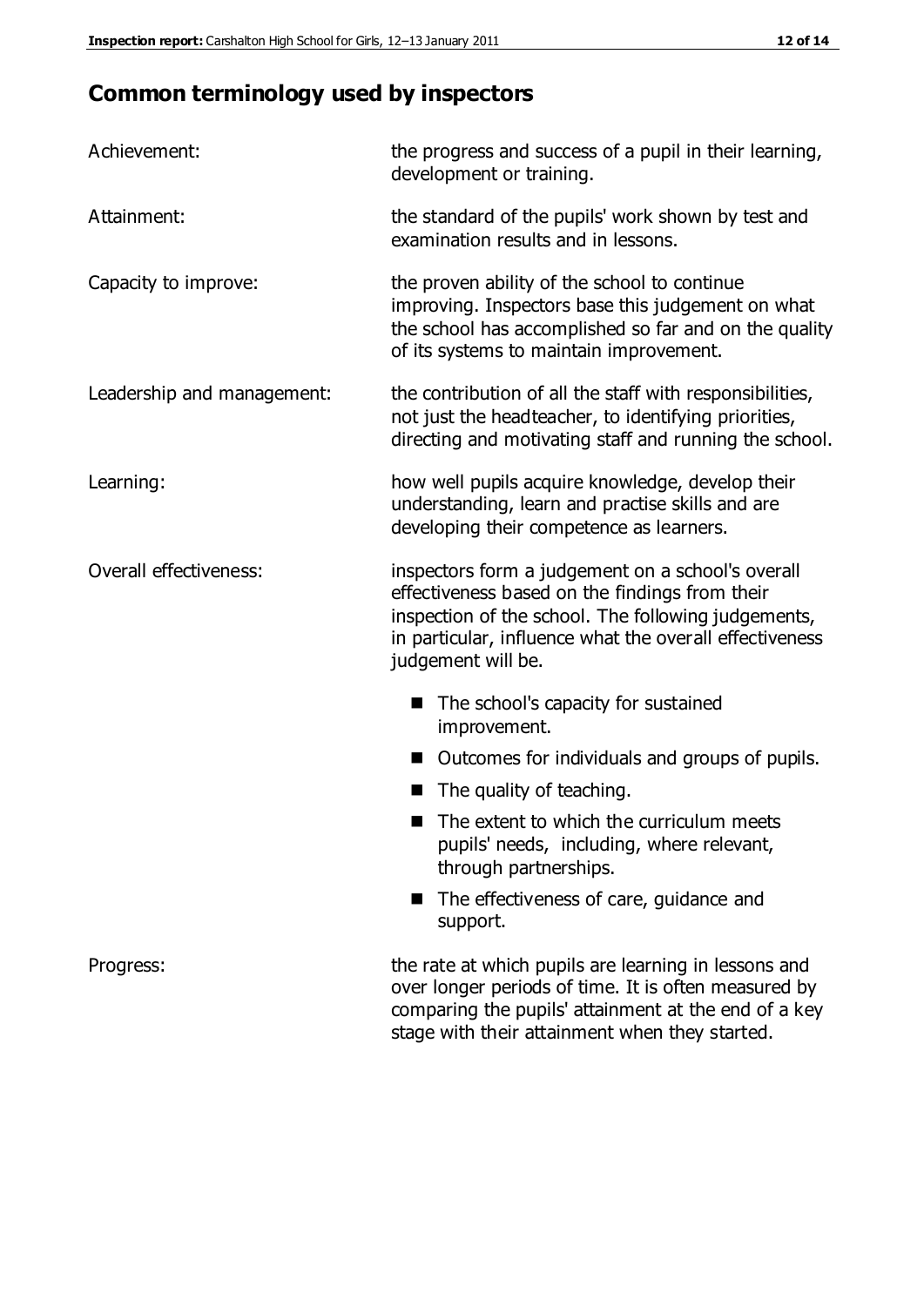## Common terminology used by inspectors

| | |
|---|---|
| Achievement: | the progress and success of a pupil in their learning, development or training. |
| Attainment: | the standard of the pupils' work shown by test and examination results and in lessons. |
| Capacity to improve: | the proven ability of the school to continue improving. Inspectors base this judgement on what the school has accomplished so far and on the quality of its systems to maintain improvement. |
| Leadership and management: | the contribution of all the staff with responsibilities, not just the headteacher, to identifying priorities, directing and motivating staff and running the school. |
| Learning: | how well pupils acquire knowledge, develop their understanding, learn and practise skills and are developing their competence as learners. |
| Overall effectiveness: | inspectors form a judgement on a school's overall effectiveness based on the findings from their inspection of the school. The following judgements, in particular, influence what the overall effectiveness judgement will be.<br>■ The school's capacity for sustained improvement.<br>■ Outcomes for individuals and groups of pupils.<br>■ The quality of teaching.<br>■ The extent to which the curriculum meets pupils' needs, including, where relevant, through partnerships.<br>■ The effectiveness of care, guidance and support. |
| Progress: | the rate at which pupils are learning in lessons and over longer periods of time. It is often measured by comparing the pupils' attainment at the end of a key stage with their attainment when they started. |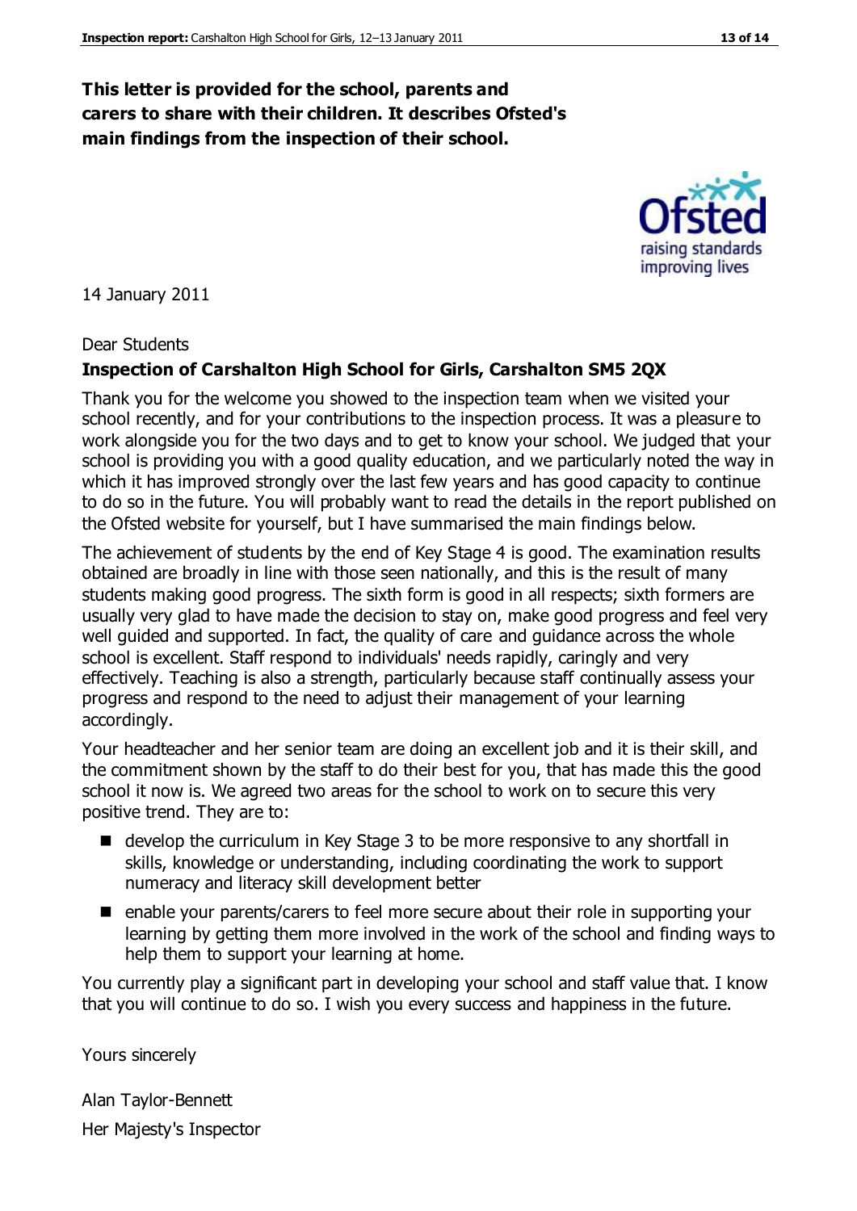**This letter is provided for the school, parents and carers to share with their children. It describes Ofsted's main findings from the inspection of their school.**

14 January 2011

Dear Students

**Inspection of Carshalton High School for Girls, Carshalton SM5 2QX**

Thank you for the welcome you showed to the inspection team when we visited your school recently, and for your contributions to the inspection process. It was a pleasure to work alongside you for the two days and to get to know your school. We judged that your school is providing you with a good quality education, and we particularly noted the way in which it has improved strongly over the last few years and has good capacity to continue to do so in the future. You will probably want to read the details in the report published on the Ofsted website for yourself, but I have summarised the main findings below.

The achievement of students by the end of Key Stage 4 is good. The examination results obtained are broadly in line with those seen nationally, and this is the result of many students making good progress. The sixth form is good in all respects; sixth formers are usually very glad to have made the decision to stay on, make good progress and feel very well guided and supported. In fact, the quality of care and guidance across the whole school is excellent. Staff respond to individuals' needs rapidly, caringly and very effectively. Teaching is also a strength, particularly because staff continually assess your progress and respond to the need to adjust their management of your learning accordingly.

Your headteacher and her senior team are doing an excellent job and it is their skill, and the commitment shown by the staff to do their best for you, that has made this the good school it now is. We agreed two areas for the school to work on to secure this very positive trend. They are to:

- develop the curriculum in Key Stage 3 to be more responsive to any shortfall in skills, knowledge or understanding, including coordinating the work to support numeracy and literacy skill development better
- enable your parents/carers to feel more secure about their role in supporting your learning by getting them more involved in the work of the school and finding ways to help them to support your learning at home.

You currently play a significant part in developing your school and staff value that. I know that you will continue to do so. I wish you every success and happiness in the future.

Yours sincerely

Alan Taylor-Bennett

Her Majesty's Inspector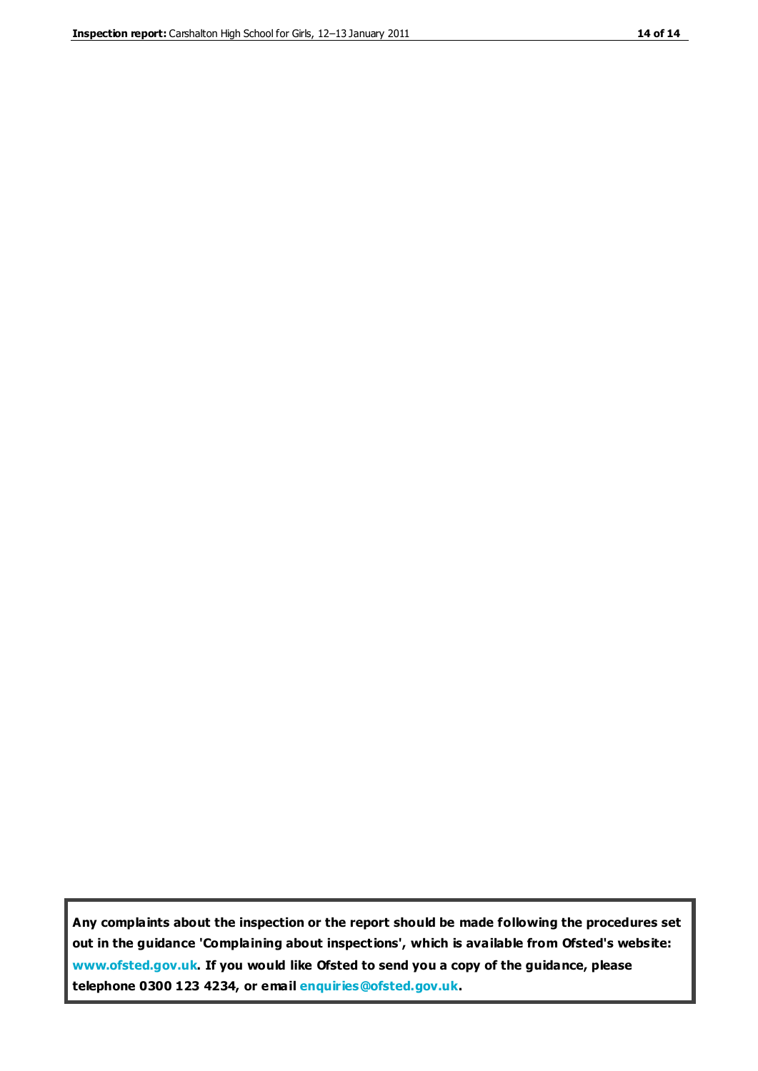**Any complaints about the inspection or the report should be made following the procedures set out in the guidance 'Complaining about inspections', which is available from Ofsted's website: www.ofsted.gov.uk. If you would like Ofsted to send you a copy of the guidance, please telephone 0300 123 4234, or email enquiries@ofsted.gov.uk.**